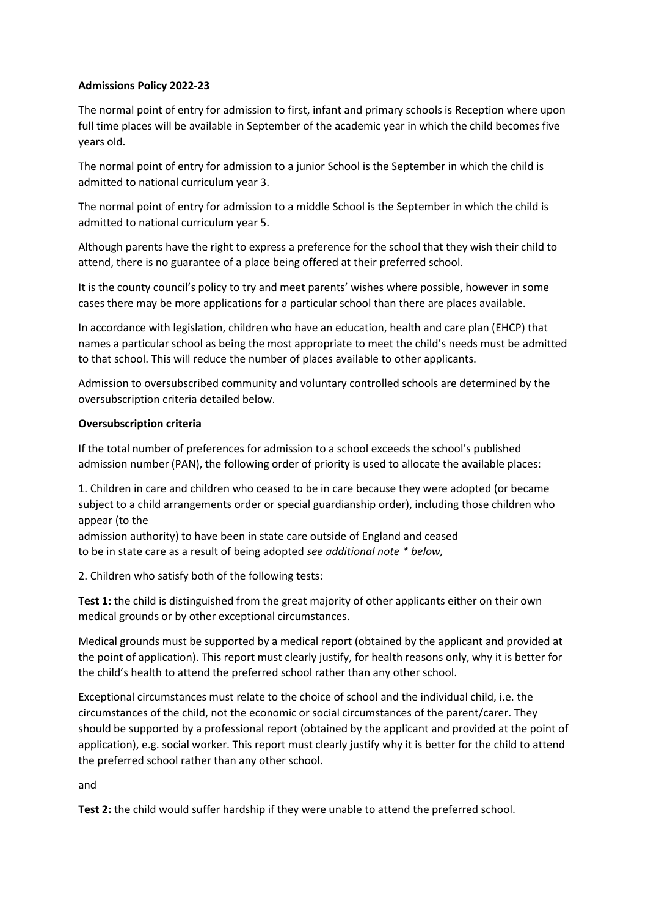**Admissions Policy 2022-23**

The normal point of entry for admission to first, infant and primary schools is Reception where upon full time places will be available in September of the academic year in which the child becomes five years old.

The normal point of entry for admission to a junior School is the September in which the child is admitted to national curriculum year 3.

The normal point of entry for admission to a middle School is the September in which the child is admitted to national curriculum year 5.

Although parents have the right to express a preference for the school that they wish their child to attend, there is no guarantee of a place being offered at their preferred school.

It is the county council's policy to try and meet parents' wishes where possible, however in some cases there may be more applications for a particular school than there are places available.

In accordance with legislation, children who have an education, health and care plan (EHCP) that names a particular school as being the most appropriate to meet the child's needs must be admitted to that school. This will reduce the number of places available to other applicants.

Admission to oversubscribed community and voluntary controlled schools are determined by the oversubscription criteria detailed below.

**Oversubscription criteria**

If the total number of preferences for admission to a school exceeds the school's published admission number (PAN), the following order of priority is used to allocate the available places:

1. Children in care and children who ceased to be in care because they were adopted (or became subject to a child arrangements order or special guardianship order), including those children who appear (to the admission authority) to have been in state care outside of England and ceased to be in state care as a result of being adopted *see additional note * below,*

2. Children who satisfy both of the following tests:

**Test 1:** the child is distinguished from the great majority of other applicants either on their own medical grounds or by other exceptional circumstances.

Medical grounds must be supported by a medical report (obtained by the applicant and provided at the point of application). This report must clearly justify, for health reasons only, why it is better for the child's health to attend the preferred school rather than any other school.

Exceptional circumstances must relate to the choice of school and the individual child, i.e. the circumstances of the child, not the economic or social circumstances of the parent/carer. They should be supported by a professional report (obtained by the applicant and provided at the point of application), e.g. social worker. This report must clearly justify why it is better for the child to attend the preferred school rather than any other school.

and

**Test 2:** the child would suffer hardship if they were unable to attend the preferred school.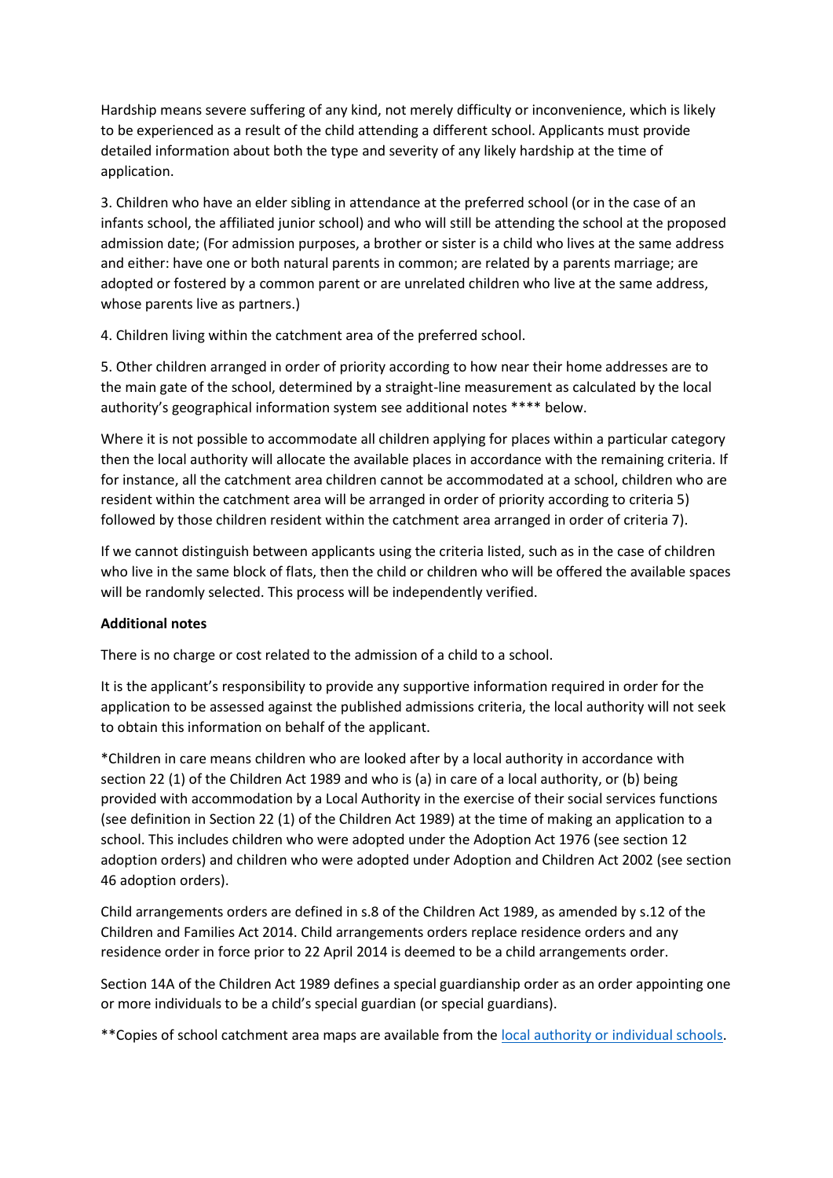Hardship means severe suffering of any kind, not merely difficulty or inconvenience, which is likely to be experienced as a result of the child attending a different school. Applicants must provide detailed information about both the type and severity of any likely hardship at the time of application.

3. Children who have an elder sibling in attendance at the preferred school (or in the case of an infants school, the affiliated junior school) and who will still be attending the school at the proposed admission date; (For admission purposes, a brother or sister is a child who lives at the same address and either: have one or both natural parents in common; are related by a parents marriage; are adopted or fostered by a common parent or are unrelated children who live at the same address, whose parents live as partners.)

4. Children living within the catchment area of the preferred school.

5. Other children arranged in order of priority according to how near their home addresses are to the main gate of the school, determined by a straight-line measurement as calculated by the local authority's geographical information system see additional notes **** below.

Where it is not possible to accommodate all children applying for places within a particular category then the local authority will allocate the available places in accordance with the remaining criteria. If for instance, all the catchment area children cannot be accommodated at a school, children who are resident within the catchment area will be arranged in order of priority according to criteria 5) followed by those children resident within the catchment area arranged in order of criteria 7).

If we cannot distinguish between applicants using the criteria listed, such as in the case of children who live in the same block of flats, then the child or children who will be offered the available spaces will be randomly selected. This process will be independently verified.

**Additional notes**

There is no charge or cost related to the admission of a child to a school.

It is the applicant's responsibility to provide any supportive information required in order for the application to be assessed against the published admissions criteria, the local authority will not seek to obtain this information on behalf of the applicant.

*Children in care means children who are looked after by a local authority in accordance with section 22 (1) of the Children Act 1989 and who is (a) in care of a local authority, or (b) being provided with accommodation by a Local Authority in the exercise of their social services functions (see definition in Section 22 (1) of the Children Act 1989) at the time of making an application to a school. This includes children who were adopted under the Adoption Act 1976 (see section 12 adoption orders) and children who were adopted under Adoption and Children Act 2002 (see section 46 adoption orders).

Child arrangements orders are defined in s.8 of the Children Act 1989, as amended by s.12 of the Children and Families Act 2014. Child arrangements orders replace residence orders and any residence order in force prior to 22 April 2014 is deemed to be a child arrangements order.

Section 14A of the Children Act 1989 defines a special guardianship order as an order appointing one or more individuals to be a child's special guardian (or special guardians).

**Copies of school catchment area maps are available from the [local authority or individual schools](#).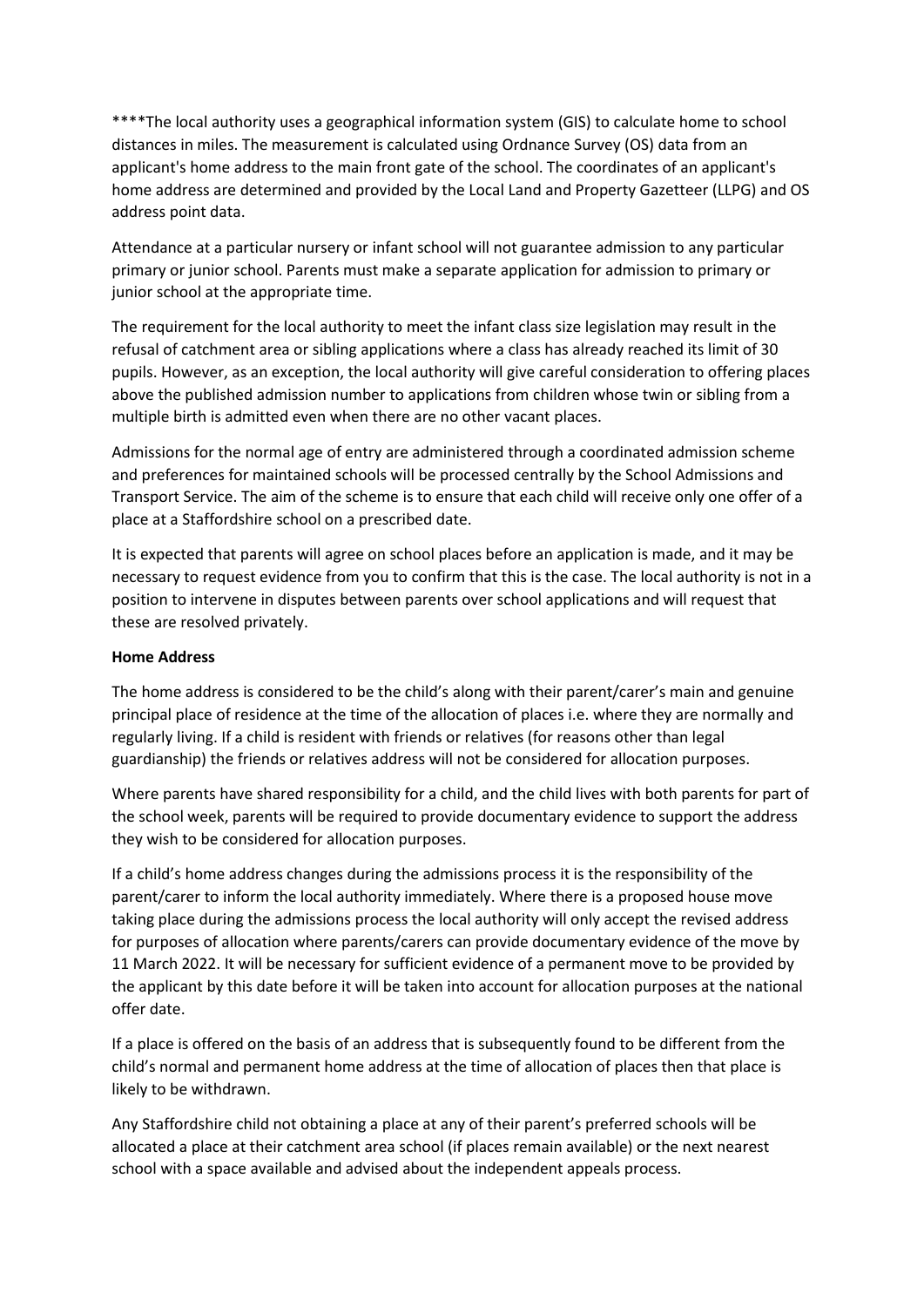****The local authority uses a geographical information system (GIS) to calculate home to school distances in miles. The measurement is calculated using Ordnance Survey (OS) data from an applicant's home address to the main front gate of the school. The coordinates of an applicant's home address are determined and provided by the Local Land and Property Gazetteer (LLPG) and OS address point data.

Attendance at a particular nursery or infant school will not guarantee admission to any particular primary or junior school. Parents must make a separate application for admission to primary or junior school at the appropriate time.

The requirement for the local authority to meet the infant class size legislation may result in the refusal of catchment area or sibling applications where a class has already reached its limit of 30 pupils. However, as an exception, the local authority will give careful consideration to offering places above the published admission number to applications from children whose twin or sibling from a multiple birth is admitted even when there are no other vacant places.

Admissions for the normal age of entry are administered through a coordinated admission scheme and preferences for maintained schools will be processed centrally by the School Admissions and Transport Service. The aim of the scheme is to ensure that each child will receive only one offer of a place at a Staffordshire school on a prescribed date.

It is expected that parents will agree on school places before an application is made, and it may be necessary to request evidence from you to confirm that this is the case. The local authority is not in a position to intervene in disputes between parents over school applications and will request that these are resolved privately.

**Home Address**

The home address is considered to be the child's along with their parent/carer's main and genuine principal place of residence at the time of the allocation of places i.e. where they are normally and regularly living. If a child is resident with friends or relatives (for reasons other than legal guardianship) the friends or relatives address will not be considered for allocation purposes.

Where parents have shared responsibility for a child, and the child lives with both parents for part of the school week, parents will be required to provide documentary evidence to support the address they wish to be considered for allocation purposes.

If a child's home address changes during the admissions process it is the responsibility of the parent/carer to inform the local authority immediately. Where there is a proposed house move taking place during the admissions process the local authority will only accept the revised address for purposes of allocation where parents/carers can provide documentary evidence of the move by 11 March 2022. It will be necessary for sufficient evidence of a permanent move to be provided by the applicant by this date before it will be taken into account for allocation purposes at the national offer date.

If a place is offered on the basis of an address that is subsequently found to be different from the child's normal and permanent home address at the time of allocation of places then that place is likely to be withdrawn.

Any Staffordshire child not obtaining a place at any of their parent's preferred schools will be allocated a place at their catchment area school (if places remain available) or the next nearest school with a space available and advised about the independent appeals process.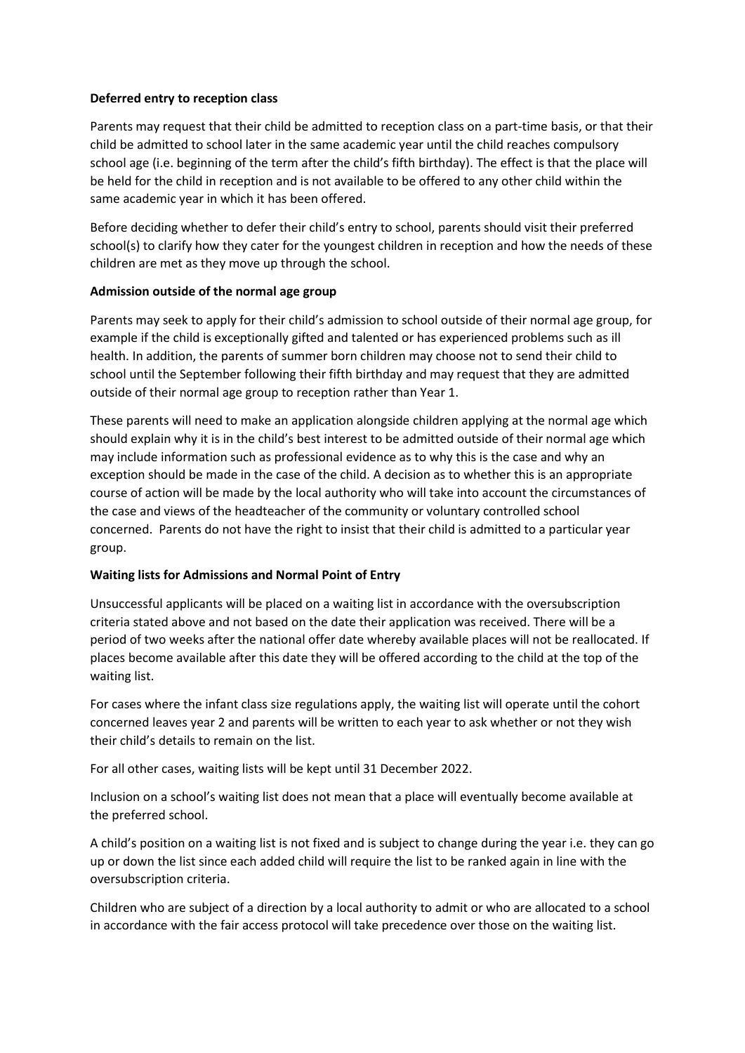**Deferred entry to reception class**

Parents may request that their child be admitted to reception class on a part-time basis, or that their child be admitted to school later in the same academic year until the child reaches compulsory school age (i.e. beginning of the term after the child's fifth birthday). The effect is that the place will be held for the child in reception and is not available to be offered to any other child within the same academic year in which it has been offered.

Before deciding whether to defer their child's entry to school, parents should visit their preferred school(s) to clarify how they cater for the youngest children in reception and how the needs of these children are met as they move up through the school.

**Admission outside of the normal age group**

Parents may seek to apply for their child's admission to school outside of their normal age group, for example if the child is exceptionally gifted and talented or has experienced problems such as ill health. In addition, the parents of summer born children may choose not to send their child to school until the September following their fifth birthday and may request that they are admitted outside of their normal age group to reception rather than Year 1.

These parents will need to make an application alongside children applying at the normal age which should explain why it is in the child's best interest to be admitted outside of their normal age which may include information such as professional evidence as to why this is the case and why an exception should be made in the case of the child. A decision as to whether this is an appropriate course of action will be made by the local authority who will take into account the circumstances of the case and views of the headteacher of the community or voluntary controlled school concerned. Parents do not have the right to insist that their child is admitted to a particular year group.

**Waiting lists for Admissions and Normal Point of Entry**

Unsuccessful applicants will be placed on a waiting list in accordance with the oversubscription criteria stated above and not based on the date their application was received. There will be a period of two weeks after the national offer date whereby available places will not be reallocated. If places become available after this date they will be offered according to the child at the top of the waiting list.

For cases where the infant class size regulations apply, the waiting list will operate until the cohort concerned leaves year 2 and parents will be written to each year to ask whether or not they wish their child's details to remain on the list.

For all other cases, waiting lists will be kept until 31 December 2022.

Inclusion on a school's waiting list does not mean that a place will eventually become available at the preferred school.

A child's position on a waiting list is not fixed and is subject to change during the year i.e. they can go up or down the list since each added child will require the list to be ranked again in line with the oversubscription criteria.

Children who are subject of a direction by a local authority to admit or who are allocated to a school in accordance with the fair access protocol will take precedence over those on the waiting list.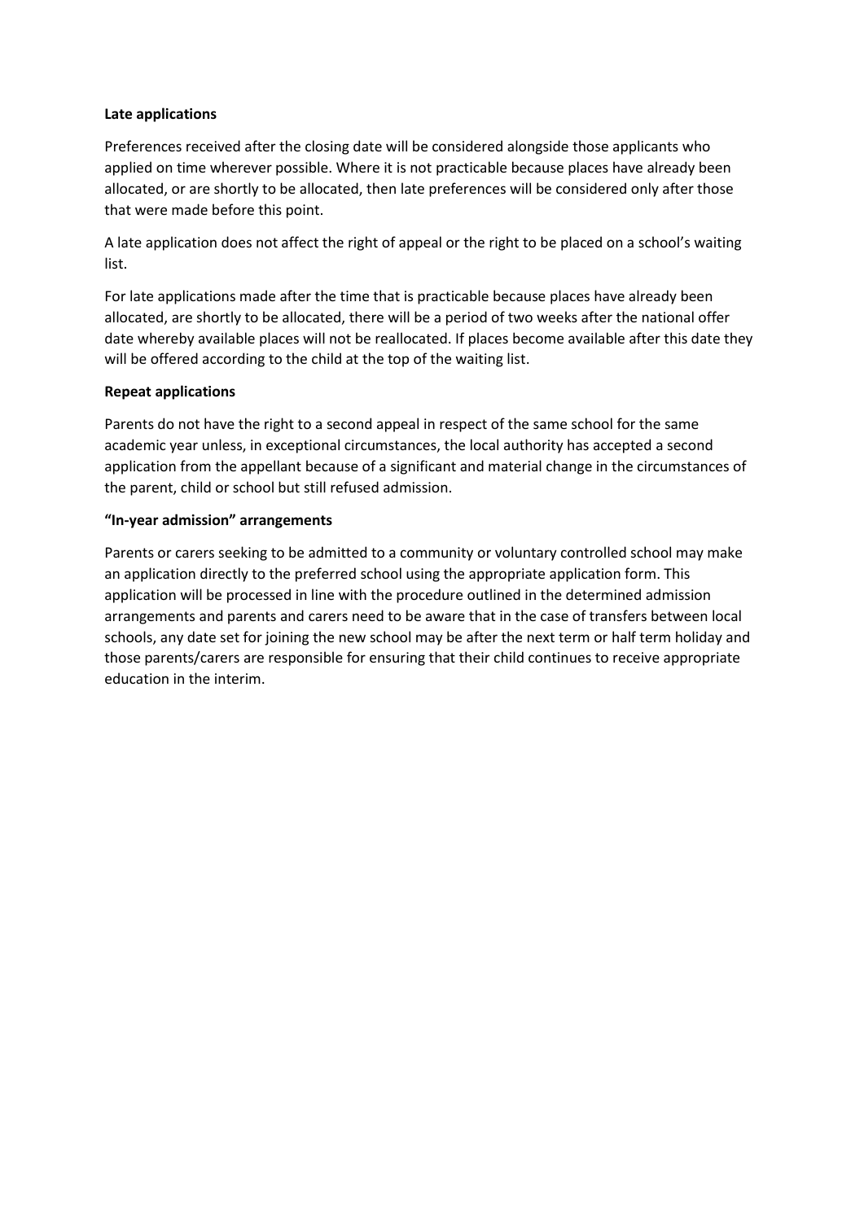**Late applications**

Preferences received after the closing date will be considered alongside those applicants who applied on time wherever possible. Where it is not practicable because places have already been allocated, or are shortly to be allocated, then late preferences will be considered only after those that were made before this point.

A late application does not affect the right of appeal or the right to be placed on a school's waiting list.

For late applications made after the time that is practicable because places have already been allocated, are shortly to be allocated, there will be a period of two weeks after the national offer date whereby available places will not be reallocated. If places become available after this date they will be offered according to the child at the top of the waiting list.

**Repeat applications**

Parents do not have the right to a second appeal in respect of the same school for the same academic year unless, in exceptional circumstances, the local authority has accepted a second application from the appellant because of a significant and material change in the circumstances of the parent, child or school but still refused admission.

**"In-year admission" arrangements**

Parents or carers seeking to be admitted to a community or voluntary controlled school may make an application directly to the preferred school using the appropriate application form. This application will be processed in line with the procedure outlined in the determined admission arrangements and parents and carers need to be aware that in the case of transfers between local schools, any date set for joining the new school may be after the next term or half term holiday and those parents/carers are responsible for ensuring that their child continues to receive appropriate education in the interim.